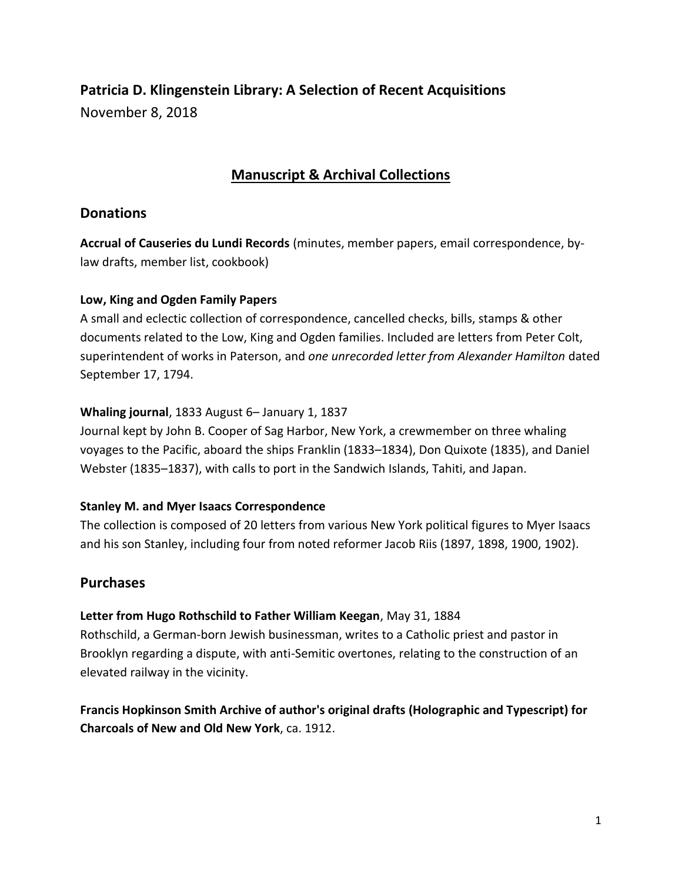**Patricia D. Klingenstein Library: A Selection of Recent Acquisitions**

November 8, 2018

## Manuscript & Archival Collections

### Donations

**Accrual of Causeries du Lundi Records** (minutes, member papers, email correspondence, by-law drafts, member list, cookbook)

**Low, King and Ogden Family Papers**
A small and eclectic collection of correspondence, cancelled checks, bills, stamps & other documents related to the Low, King and Ogden families. Included are letters from Peter Colt, superintendent of works in Paterson, and *one unrecorded letter from Alexander Hamilton* dated September 17, 1794.

**Whaling journal**, 1833 August 6– January 1, 1837
Journal kept by John B. Cooper of Sag Harbor, New York, a crewmember on three whaling voyages to the Pacific, aboard the ships Franklin (1833–1834), Don Quixote (1835), and Daniel Webster (1835–1837), with calls to port in the Sandwich Islands, Tahiti, and Japan.

**Stanley M. and Myer Isaacs Correspondence**
The collection is composed of 20 letters from various New York political figures to Myer Isaacs and his son Stanley, including four from noted reformer Jacob Riis (1897, 1898, 1900, 1902).

### Purchases

**Letter from Hugo Rothschild to Father William Keegan**, May 31, 1884
Rothschild, a German-born Jewish businessman, writes to a Catholic priest and pastor in Brooklyn regarding a dispute, with anti-Semitic overtones, relating to the construction of an elevated railway in the vicinity.

**Francis Hopkinson Smith Archive of author's original drafts (Holographic and Typescript) for Charcoals of New and Old New York**, ca. 1912.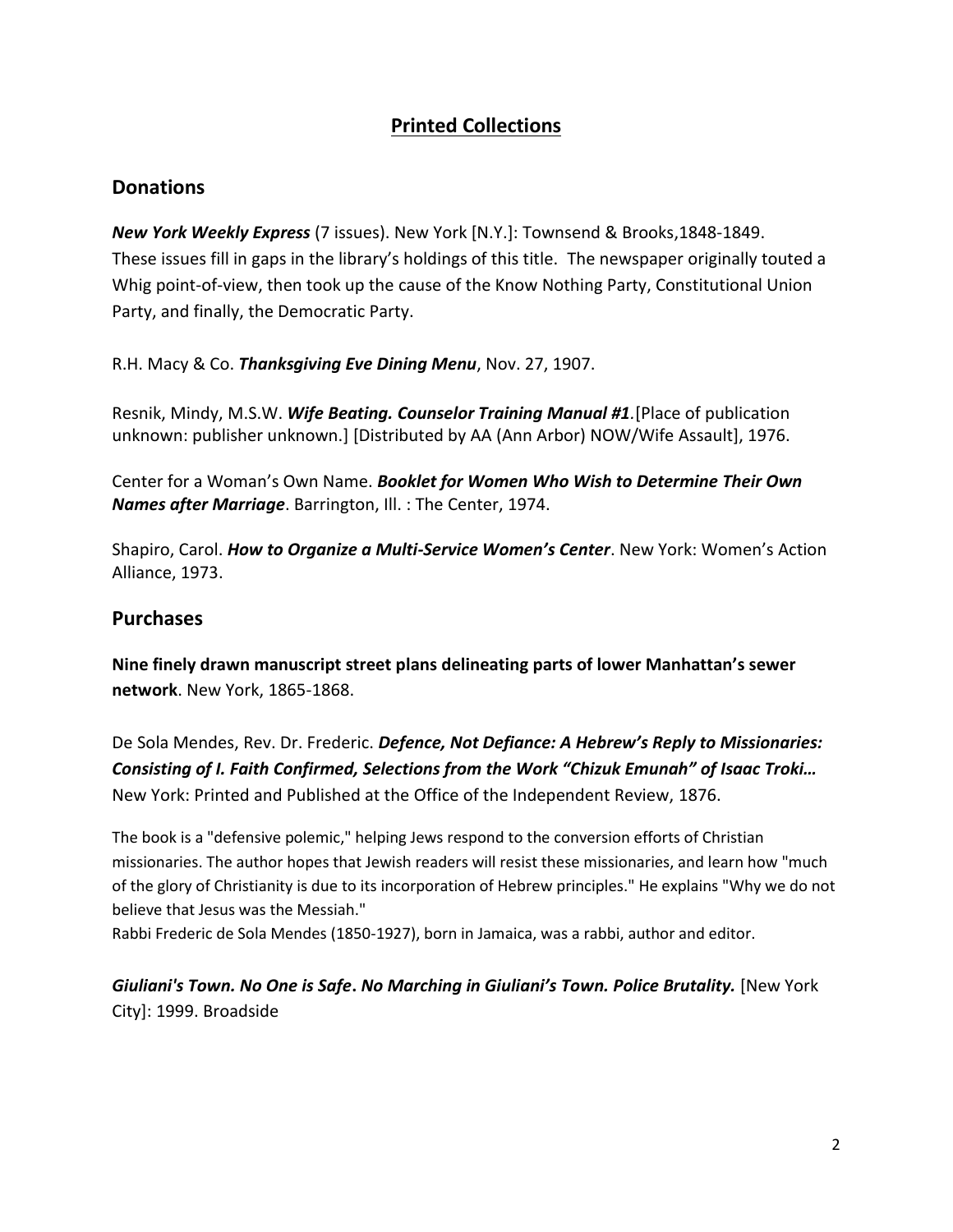# Printed Collections

## Donations

***New York Weekly Express*** (7 issues). New York [N.Y.]: Townsend & Brooks,1848-1849. These issues fill in gaps in the library's holdings of this title. The newspaper originally touted a Whig point-of-view, then took up the cause of the Know Nothing Party, Constitutional Union Party, and finally, the Democratic Party.

R.H. Macy & Co. ***Thanksgiving Eve Dining Menu***, Nov. 27, 1907.

Resnik, Mindy, M.S.W. ***Wife Beating. Counselor Training Manual #1***.[Place of publication unknown: publisher unknown.] [Distributed by AA (Ann Arbor) NOW/Wife Assault], 1976.

Center for a Woman's Own Name. ***Booklet for Women Who Wish to Determine Their Own Names after Marriage***. Barrington, Ill. : The Center, 1974.

Shapiro, Carol. ***How to Organize a Multi-Service Women's Center***. New York: Women's Action Alliance, 1973.

## Purchases

**Nine finely drawn manuscript street plans delineating parts of lower Manhattan's sewer network**. New York, 1865-1868.

De Sola Mendes, Rev. Dr. Frederic. ***Defence, Not Defiance: A Hebrew's Reply to Missionaries: Consisting of I. Faith Confirmed, Selections from the Work "Chizuk Emunah" of Isaac Troki…*** New York: Printed and Published at the Office of the Independent Review, 1876.

The book is a "defensive polemic," helping Jews respond to the conversion efforts of Christian missionaries. The author hopes that Jewish readers will resist these missionaries, and learn how "much of the glory of Christianity is due to its incorporation of Hebrew principles." He explains "Why we do not believe that Jesus was the Messiah."
Rabbi Frederic de Sola Mendes (1850-1927), born in Jamaica, was a rabbi, author and editor.

***Giuliani's Town. No One is Safe. No Marching in Giuliani's Town. Police Brutality.*** [New York City]: 1999. Broadside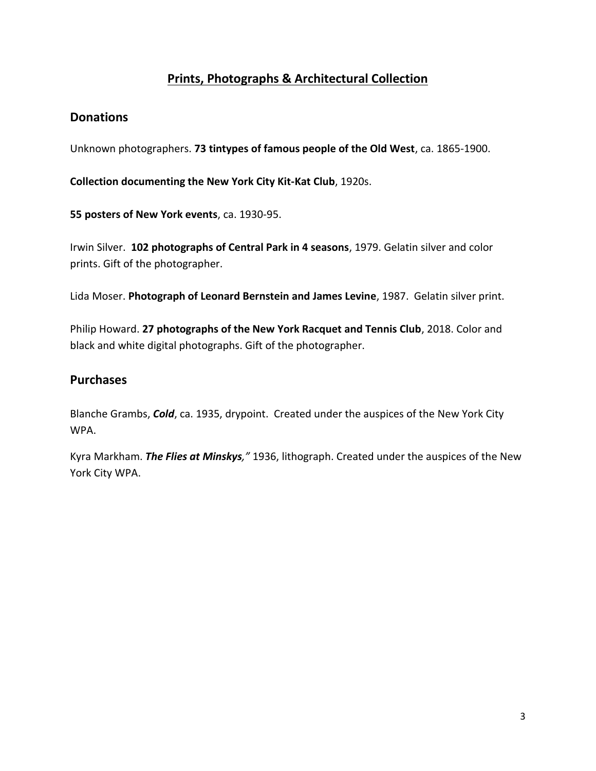## Prints, Photographs & Architectural Collection

### Donations

Unknown photographers. **73 tintypes of famous people of the Old West**, ca. 1865-1900.

**Collection documenting the New York City Kit-Kat Club**, 1920s.

**55 posters of New York events**, ca. 1930-95.

Irwin Silver. **102 photographs of Central Park in 4 seasons**, 1979. Gelatin silver and color prints. Gift of the photographer.

Lida Moser. **Photograph of Leonard Bernstein and James Levine**, 1987. Gelatin silver print.

Philip Howard. **27 photographs of the New York Racquet and Tennis Club**, 2018. Color and black and white digital photographs. Gift of the photographer.

### Purchases

Blanche Grambs, ***Cold***, ca. 1935, drypoint. Created under the auspices of the New York City WPA.

Kyra Markham. ***The Flies at Minskys,"*** 1936, lithograph. Created under the auspices of the New York City WPA.